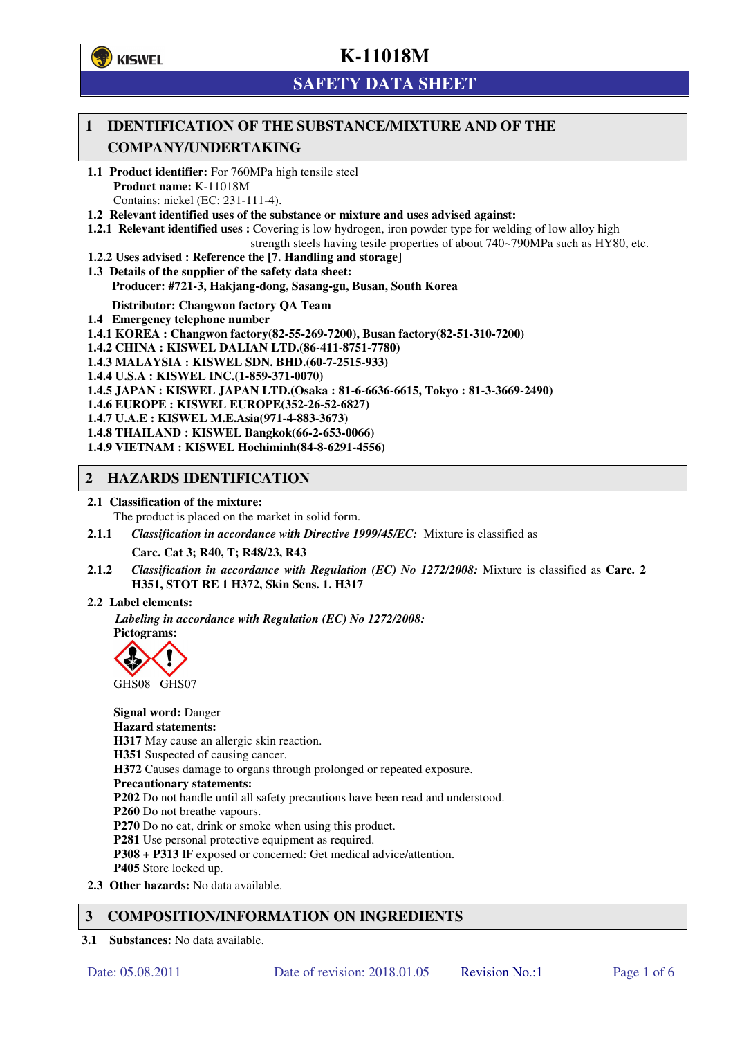KISWEL

# K-11018M

## SAFETY DATA SHEET

## 1 IDENTIFICATION OF THE SUBSTANCE/MIXTURE AND OF THE COMPANY/UNDERTAKING

**1.1 Product identifier:** For 760MPa high tensile steel
**Product name:** K-11018M
Contains: nickel (EC: 231-111-4).

**1.2 Relevant identified uses of the substance or mixture and uses advised against:**

**1.2.1 Relevant identified uses :** Covering is low hydrogen, iron powder type for welding of low alloy high strength steels having tesile properties of about 740~790MPa such as HY80, etc.

**1.2.2 Uses advised : Reference the [7. Handling and storage]**

**1.3 Details of the supplier of the safety data sheet:**
**Producer: #721-3, Hakjang-dong, Sasang-gu, Busan, South Korea**

**Distributor: Changwon factory QA Team**

**1.4 Emergency telephone number**

**1.4.1 KOREA : Changwon factory(82-55-269-7200), Busan factory(82-51-310-7200)**
**1.4.2 CHINA : KISWEL DALIAN LTD.(86-411-8751-7780)**
**1.4.3 MALAYSIA : KISWEL SDN. BHD.(60-7-2515-933)**
**1.4.4 U.S.A : KISWEL INC.(1-859-371-0070)**
**1.4.5 JAPAN : KISWEL JAPAN LTD.(Osaka : 81-6-6636-6615, Tokyo : 81-3-3669-2490)**
**1.4.6 EUROPE : KISWEL EUROPE(352-26-52-6827)**
**1.4.7 U.A.E : KISWEL M.E.Asia(971-4-883-3673)**
**1.4.8 THAILAND : KISWEL Bangkok(66-2-653-0066)**
**1.4.9 VIETNAM : KISWEL Hochiminh(84-8-6291-4556)**

## 2 HAZARDS IDENTIFICATION

**2.1 Classification of the mixture:**
The product is placed on the market in solid form.

**2.1.1** *Classification in accordance with Directive 1999/45/EC:* Mixture is classified as

**Carc. Cat 3; R40, T; R48/23, R43**

**2.1.2** *Classification in accordance with Regulation (EC) No 1272/2008:* Mixture is classified as **Carc. 2 H351, STOT RE 1 H372, Skin Sens. 1. H317**

**2.2 Label elements:**

*Labeling in accordance with Regulation (EC) No 1272/2008:*
**Pictograms:**

GHS08 GHS07

**Signal word:** Danger
**Hazard statements:**
**H317** May cause an allergic skin reaction.
**H351** Suspected of causing cancer.
**H372** Causes damage to organs through prolonged or repeated exposure.
**Precautionary statements:**
**P202** Do not handle until all safety precautions have been read and understood.
**P260** Do not breathe vapours.
**P270** Do no eat, drink or smoke when using this product.
**P281** Use personal protective equipment as required.
**P308 + P313** IF exposed or concerned: Get medical advice/attention.
**P405** Store locked up.

**2.3 Other hazards:** No data available.

## 3 COMPOSITION/INFORMATION ON INGREDIENTS

**3.1 Substances:** No data available.

Date: 05.08.2011 Date of revision: 2018.01.05 Revision No.:1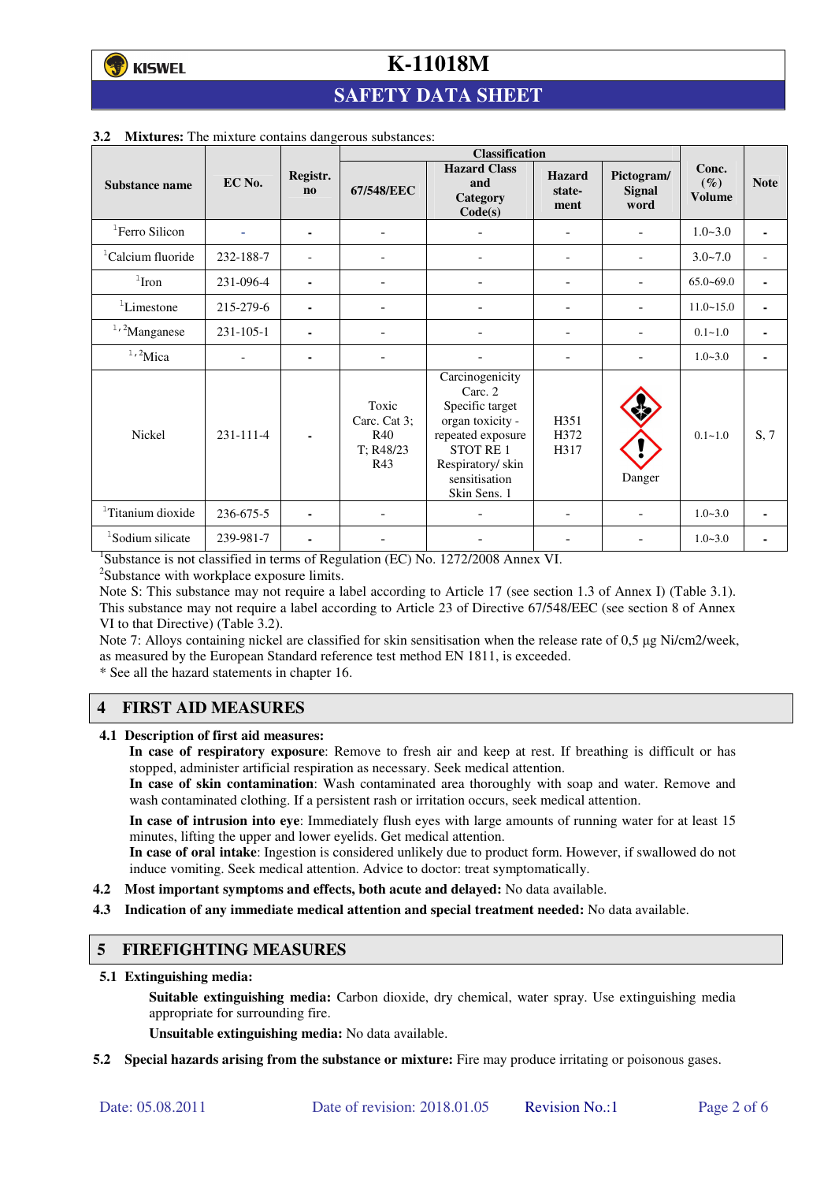**3.2 Mixtures:** The mixture contains dangerous substances:

| Substance name | EC No. | Registr. no | Classification | | | | Conc. (%) Volume | Note |
|---|---|---|---|---|---|---|---|---|
| | | | 67/548/EEC | Hazard Class and Category Code(s) | Hazard statement | Pictogram/ Signal word | | |
| [1]Ferro Silicon | - | - | - | - | - | - | 1.0~3.0 | - |
| [1]Calcium fluoride | 232-188-7 | - | - | - | - | - | 3.0~7.0 | - |
| [1]Iron | 231-096-4 | - | - | - | - | - | 65.0~69.0 | - |
| [1]Limestone | 215-279-6 | - | - | - | - | - | 11.0~15.0 | - |
| [1,2]Manganese | 231-105-1 | - | - | - | - | - | 0.1~1.0 | - |
| [1,2]Mica | - | - | - | - | - | - | 1.0~3.0 | - |
| Nickel | 231-111-4 | - | Toxic Carc. Cat 3; R40 T; R48/23 R43 | Carcinogenicity Carc. 2 Specific target organ toxicity - repeated exposure STOT RE 1 Respiratory/ skin sensitisation Skin Sens. 1 | H351 H372 H317 | Danger | 0.1~1.0 | S, 7 |
| [1]Titanium dioxide | 236-675-5 | - | - | - | - | - | 1.0~3.0 | - |
| [1]Sodium silicate | 239-981-7 | - | - | - | - | - | 1.0~3.0 | - |

[1]Substance is not classified in terms of Regulation (EC) No. 1272/2008 Annex VI.
[2]Substance with workplace exposure limits.
Note S: This substance may not require a label according to Article 17 (see section 1.3 of Annex I) (Table 3.1). This substance may not require a label according to Article 23 of Directive 67/548/EEC (see section 8 of Annex VI to that Directive) (Table 3.2).
Note 7: Alloys containing nickel are classified for skin sensitisation when the release rate of 0,5 µg Ni/cm2/week, as measured by the European Standard reference test method EN 1811, is exceeded.
* See all the hazard statements in chapter 16.

## 4 FIRST AID MEASURES

**4.1 Description of first aid measures:**

**In case of respiratory exposure**: Remove to fresh air and keep at rest. If breathing is difficult or has stopped, administer artificial respiration as necessary. Seek medical attention.
**In case of skin contamination**: Wash contaminated area thoroughly with soap and water. Remove and wash contaminated clothing. If a persistent rash or irritation occurs, seek medical attention.

**In case of intrusion into eye**: Immediately flush eyes with large amounts of running water for at least 15 minutes, lifting the upper and lower eyelids. Get medical attention.
**In case of oral intake**: Ingestion is considered unlikely due to product form. However, if swallowed do not induce vomiting. Seek medical attention. Advice to doctor: treat symptomatically.

**4.2 Most important symptoms and effects, both acute and delayed:** No data available.

**4.3 Indication of any immediate medical attention and special treatment needed:** No data available.

## 5 FIREFIGHTING MEASURES

**5.1 Extinguishing media:**

**Suitable extinguishing media:** Carbon dioxide, dry chemical, water spray. Use extinguishing media appropriate for surrounding fire.

**Unsuitable extinguishing media:** No data available.

**5.2 Special hazards arising from the substance or mixture:** Fire may produce irritating or poisonous gases.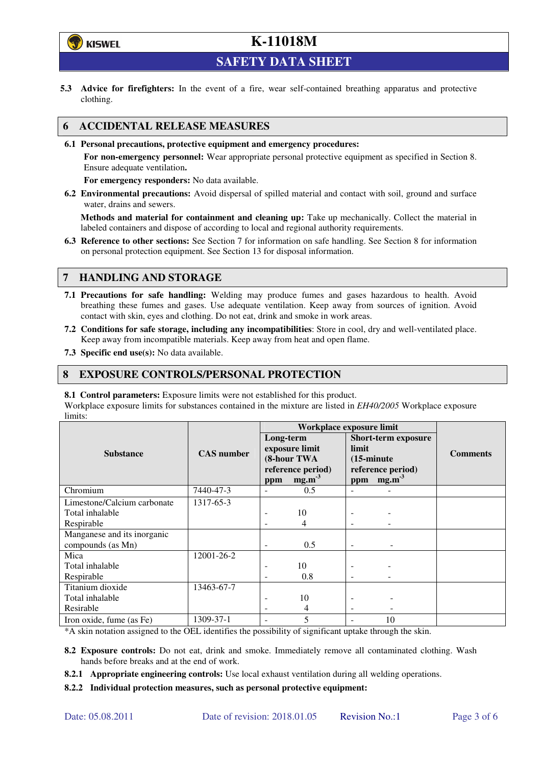**5.3 Advice for firefighters:** In the event of a fire, wear self-contained breathing apparatus and protective clothing.

## 6 ACCIDENTAL RELEASE MEASURES

**6.1 Personal precautions, protective equipment and emergency procedures:**

**For non-emergency personnel:** Wear appropriate personal protective equipment as specified in Section 8. Ensure adequate ventilation**.**

**For emergency responders:** No data available.

**6.2 Environmental precautions:** Avoid dispersal of spilled material and contact with soil, ground and surface water, drains and sewers.

**Methods and material for containment and cleaning up:** Take up mechanically. Collect the material in labeled containers and dispose of according to local and regional authority requirements.

**6.3 Reference to other sections:** See Section 7 for information on safe handling. See Section 8 for information on personal protection equipment. See Section 13 for disposal information.

## 7 HANDLING AND STORAGE

**7.1 Precautions for safe handling:** Welding may produce fumes and gases hazardous to health. Avoid breathing these fumes and gases. Use adequate ventilation. Keep away from sources of ignition. Avoid contact with skin, eyes and clothing. Do not eat, drink and smoke in work areas.

**7.2 Conditions for safe storage, including any incompatibilities**: Store in cool, dry and well-ventilated place. Keep away from incompatible materials. Keep away from heat and open flame.

**7.3 Specific end use(s):** No data available.

## 8 EXPOSURE CONTROLS/PERSONAL PROTECTION

**8.1 Control parameters:** Exposure limits were not established for this product.

Workplace exposure limits for substances contained in the mixture are listed in *EH40/2005* Workplace exposure limits:

| Substance | CAS number | Workplace exposure limit | | | | Comments |
|---|---|---|---|---|---|---|
| | | Long-term exposure limit (8-hour TWA reference period) | | Short-term exposure limit (15-minute reference period) | | |
| | | ppm | $mg.m^{-3}$ | ppm | $mg.m^{-3}$ | |
| Chromium | 7440-47-3 | - | 0.5 | - | - | |
| Limestone/Calcium carbonate<br>Total inhalable<br>Respirable | 1317-65-3 | <br>-<br>- | <br>10<br>4 | <br>-<br>- | <br>-<br>- | |
| Manganese and its inorganic compounds (as Mn) | | - | 0.5 | - | - | |
| Mica<br>Total inhalable<br>Respirable | 12001-26-2 | <br>-<br>- | <br>10<br>0.8 | <br>-<br>- | <br>-<br>- | |
| Titanium dioxide<br>Total inhalable<br>Resirable | 13463-67-7 | <br>-<br>- | <br>10<br>4 | <br>-<br>- | <br>-<br>- | |
| Iron oxide, fume (as Fe) | 1309-37-1 | - | 5 | - | 10 | |

*A skin notation assigned to the OEL identifies the possibility of significant uptake through the skin.

**8.2 Exposure controls:** Do not eat, drink and smoke. Immediately remove all contaminated clothing. Wash hands before breaks and at the end of work.

**8.2.1 Appropriate engineering controls:** Use local exhaust ventilation during all welding operations.

**8.2.2 Individual protection measures, such as personal protective equipment:**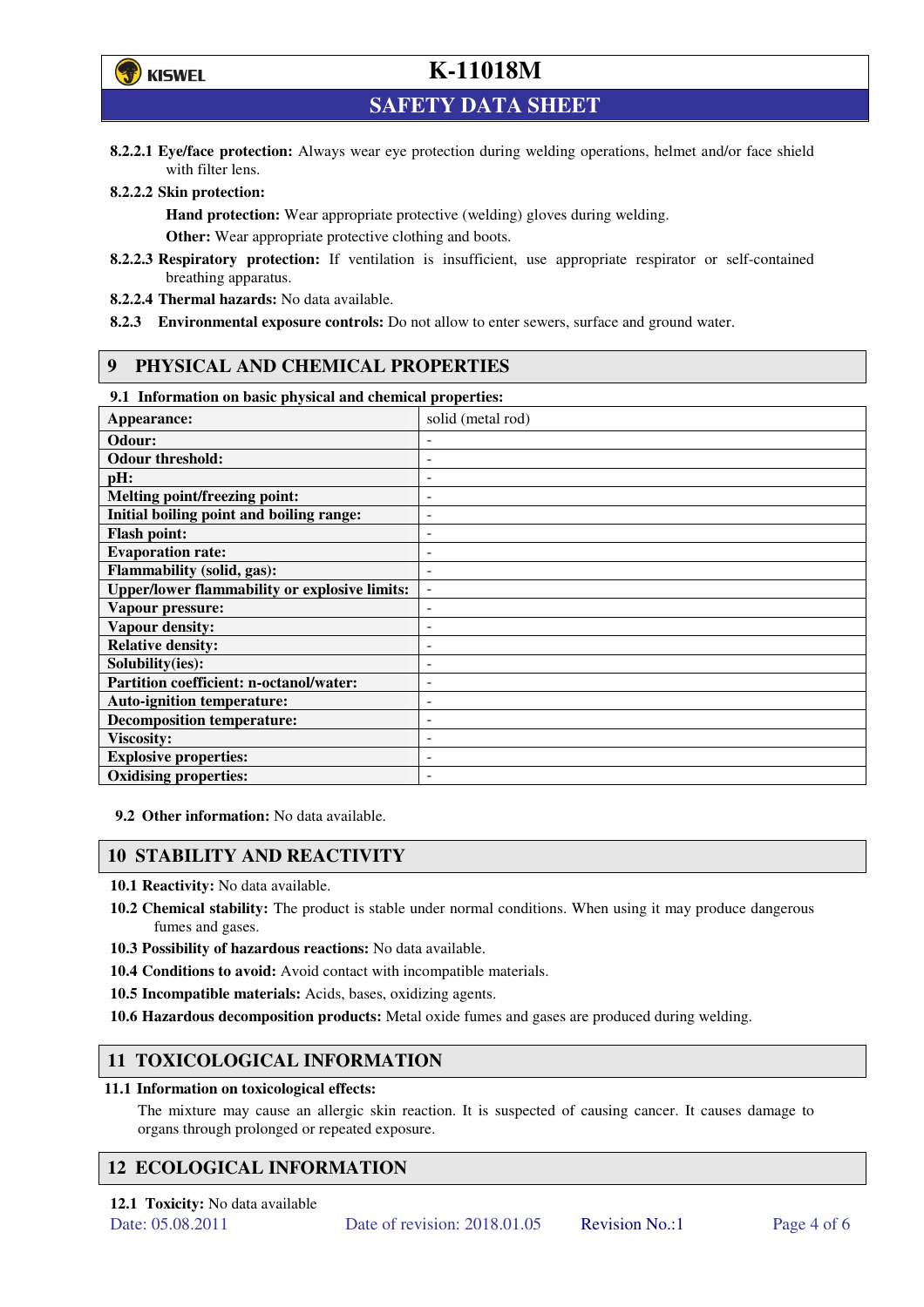**8.2.2.1 Eye/face protection:** Always wear eye protection during welding operations, helmet and/or face shield with filter lens.

**8.2.2.2 Skin protection:**

**Hand protection:** Wear appropriate protective (welding) gloves during welding.

**Other:** Wear appropriate protective clothing and boots.

**8.2.2.3 Respiratory protection:** If ventilation is insufficient, use appropriate respirator or self-contained breathing apparatus.

**8.2.2.4 Thermal hazards:** No data available.

**8.2.3 Environmental exposure controls:** Do not allow to enter sewers, surface and ground water.

## 9 PHYSICAL AND CHEMICAL PROPERTIES

**9.1 Information on basic physical and chemical properties:**

| **Appearance:** | solid (metal rod) |
|---|---|
| **Odour:** | - |
| **Odour threshold:** | - |
| **pH:** | - |
| **Melting point/freezing point:** | - |
| **Initial boiling point and boiling range:** | - |
| **Flash point:** | - |
| **Evaporation rate:** | - |
| **Flammability (solid, gas):** | - |
| **Upper/lower flammability or explosive limits:** | - |
| **Vapour pressure:** | - |
| **Vapour density:** | - |
| **Relative density:** | - |
| **Solubility(ies):** | - |
| **Partition coefficient: n-octanol/water:** | - |
| **Auto-ignition temperature:** | - |
| **Decomposition temperature:** | - |
| **Viscosity:** | - |
| **Explosive properties:** | - |
| **Oxidising properties:** | - |

**9.2 Other information:** No data available.

## 10 STABILITY AND REACTIVITY

**10.1 Reactivity:** No data available.

**10.2 Chemical stability:** The product is stable under normal conditions. When using it may produce dangerous fumes and gases.

**10.3 Possibility of hazardous reactions:** No data available.

**10.4 Conditions to avoid:** Avoid contact with incompatible materials.

**10.5 Incompatible materials:** Acids, bases, oxidizing agents.

**10.6 Hazardous decomposition products:** Metal oxide fumes and gases are produced during welding.

## 11 TOXICOLOGICAL INFORMATION

**11.1 Information on toxicological effects:**

The mixture may cause an allergic skin reaction. It is suspected of causing cancer. It causes damage to organs through prolonged or repeated exposure.

## 12 ECOLOGICAL INFORMATION

**12.1 Toxicity:** No data available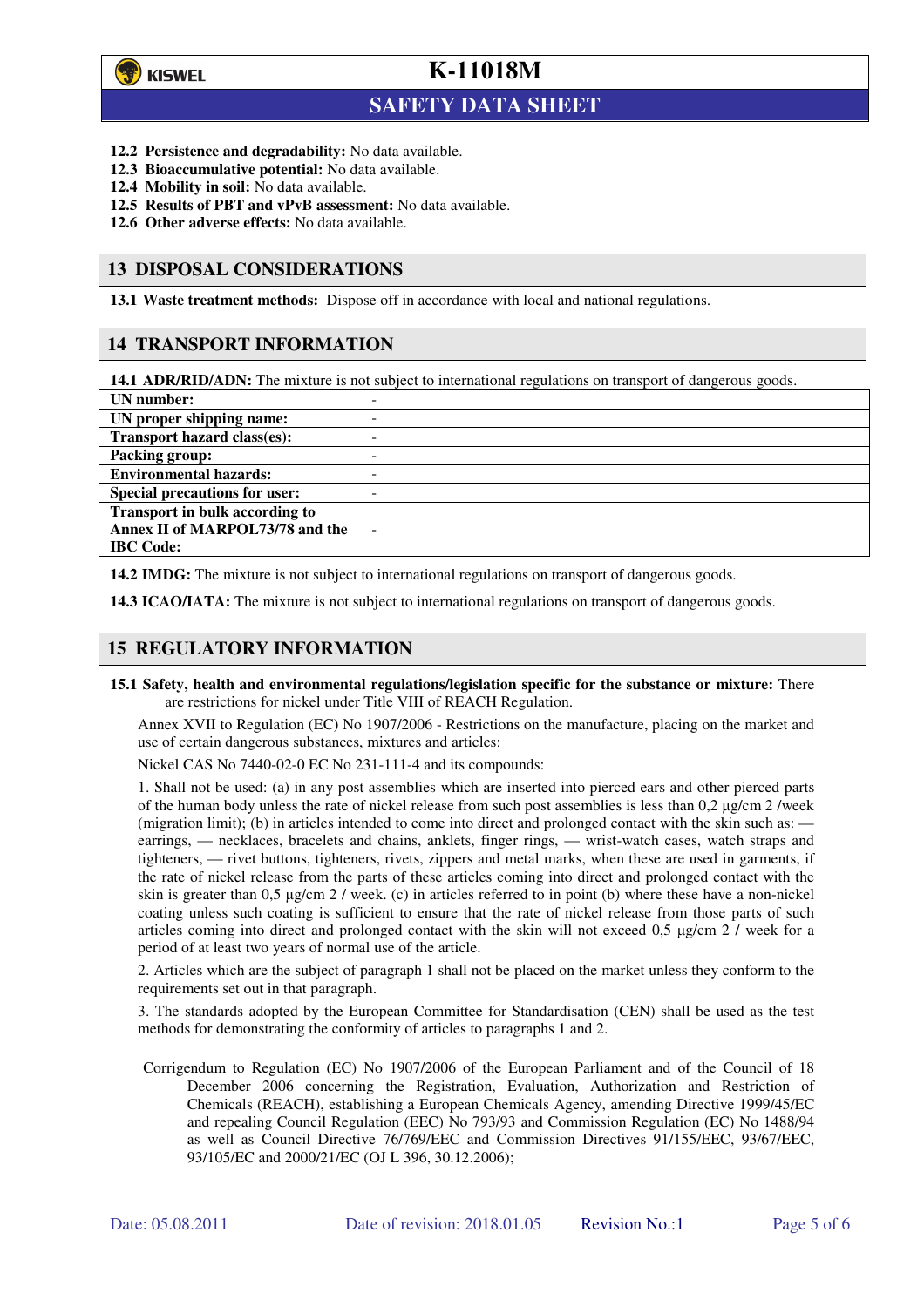**12.2 Persistence and degradability:** No data available.
**12.3 Bioaccumulative potential:** No data available.
**12.4 Mobility in soil:** No data available.
**12.5 Results of PBT and vPvB assessment:** No data available.
**12.6 Other adverse effects:** No data available.

## 13 DISPOSAL CONSIDERATIONS

**13.1 Waste treatment methods:** Dispose off in accordance with local and national regulations.

## 14 TRANSPORT INFORMATION

**14.1 ADR/RID/ADN:** The mixture is not subject to international regulations on transport of dangerous goods.

| | |
|---|---|
| **UN number:** | - |
| **UN proper shipping name:** | - |
| **Transport hazard class(es):** | - |
| **Packing group:** | - |
| **Environmental hazards:** | - |
| **Special precautions for user:** | - |
| **Transport in bulk according to Annex II of MARPOL73/78 and the IBC Code:** | - |

**14.2 IMDG:** The mixture is not subject to international regulations on transport of dangerous goods.

**14.3 ICAO/IATA:** The mixture is not subject to international regulations on transport of dangerous goods.

## 15 REGULATORY INFORMATION

**15.1 Safety, health and environmental regulations/legislation specific for the substance or mixture:** There are restrictions for nickel under Title VIII of REACH Regulation.

Annex XVII to Regulation (EC) No 1907/2006 - Restrictions on the manufacture, placing on the market and use of certain dangerous substances, mixtures and articles:

Nickel CAS No 7440-02-0 EC No 231-111-4 and its compounds:

1. Shall not be used: (a) in any post assemblies which are inserted into pierced ears and other pierced parts of the human body unless the rate of nickel release from such post assemblies is less than 0,2 µg/cm 2 /week (migration limit); (b) in articles intended to come into direct and prolonged contact with the skin such as: — earrings, — necklaces, bracelets and chains, anklets, finger rings, — wrist-watch cases, watch straps and tighteners, — rivet buttons, tighteners, rivets, zippers and metal marks, when these are used in garments, if the rate of nickel release from the parts of these articles coming into direct and prolonged contact with the skin is greater than 0,5 µg/cm 2 / week. (c) in articles referred to in point (b) where these have a non-nickel coating unless such coating is sufficient to ensure that the rate of nickel release from those parts of such articles coming into direct and prolonged contact with the skin will not exceed 0,5 µg/cm 2 / week for a period of at least two years of normal use of the article.

2. Articles which are the subject of paragraph 1 shall not be placed on the market unless they conform to the requirements set out in that paragraph.

3. The standards adopted by the European Committee for Standardisation (CEN) shall be used as the test methods for demonstrating the conformity of articles to paragraphs 1 and 2.

Corrigendum to Regulation (EC) No 1907/2006 of the European Parliament and of the Council of 18 December 2006 concerning the Registration, Evaluation, Authorization and Restriction of Chemicals (REACH), establishing a European Chemicals Agency, amending Directive 1999/45/EC and repealing Council Regulation (EEC) No 793/93 and Commission Regulation (EC) No 1488/94 as well as Council Directive 76/769/EEC and Commission Directives 91/155/EEC, 93/67/EEC, 93/105/EC and 2000/21/EC (OJ L 396, 30.12.2006);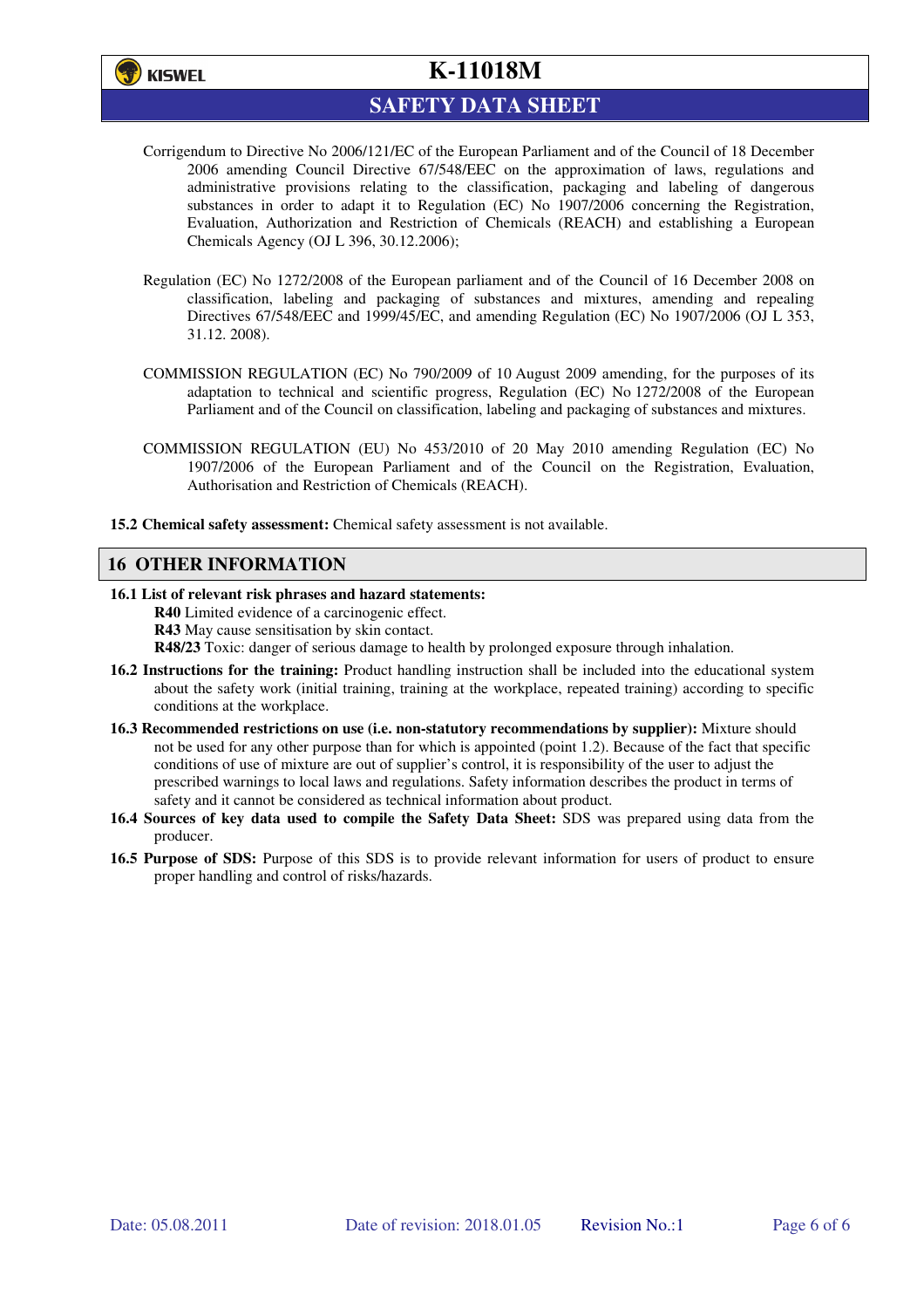Corrigendum to Directive No 2006/121/EC of the European Parliament and of the Council of 18 December 2006 amending Council Directive 67/548/EEC on the approximation of laws, regulations and administrative provisions relating to the classification, packaging and labeling of dangerous substances in order to adapt it to Regulation (EC) No 1907/2006 concerning the Registration, Evaluation, Authorization and Restriction of Chemicals (REACH) and establishing a European Chemicals Agency (OJ L 396, 30.12.2006);

Regulation (EC) No 1272/2008 of the European parliament and of the Council of 16 December 2008 on classification, labeling and packaging of substances and mixtures, amending and repealing Directives 67/548/EEC and 1999/45/EC, and amending Regulation (EC) No 1907/2006 (OJ L 353, 31.12. 2008).

COMMISSION REGULATION (EC) No 790/2009 of 10 August 2009 amending, for the purposes of its adaptation to technical and scientific progress, Regulation (EC) No 1272/2008 of the European Parliament and of the Council on classification, labeling and packaging of substances and mixtures.

COMMISSION REGULATION (EU) No 453/2010 of 20 May 2010 amending Regulation (EC) No 1907/2006 of the European Parliament and of the Council on the Registration, Evaluation, Authorisation and Restriction of Chemicals (REACH).

**15.2 Chemical safety assessment:** Chemical safety assessment is not available.

## 16 OTHER INFORMATION

**16.1 List of relevant risk phrases and hazard statements:**

**R40** Limited evidence of a carcinogenic effect.
**R43** May cause sensitisation by skin contact.
**R48/23** Toxic: danger of serious damage to health by prolonged exposure through inhalation.

**16.2 Instructions for the training:** Product handling instruction shall be included into the educational system about the safety work (initial training, training at the workplace, repeated training) according to specific conditions at the workplace.

**16.3 Recommended restrictions on use (i.e. non-statutory recommendations by supplier):** Mixture should not be used for any other purpose than for which is appointed (point 1.2). Because of the fact that specific conditions of use of mixture are out of supplier's control, it is responsibility of the user to adjust the prescribed warnings to local laws and regulations. Safety information describes the product in terms of safety and it cannot be considered as technical information about product.

**16.4 Sources of key data used to compile the Safety Data Sheet:** SDS was prepared using data from the producer.

**16.5 Purpose of SDS:** Purpose of this SDS is to provide relevant information for users of product to ensure proper handling and control of risks/hazards.